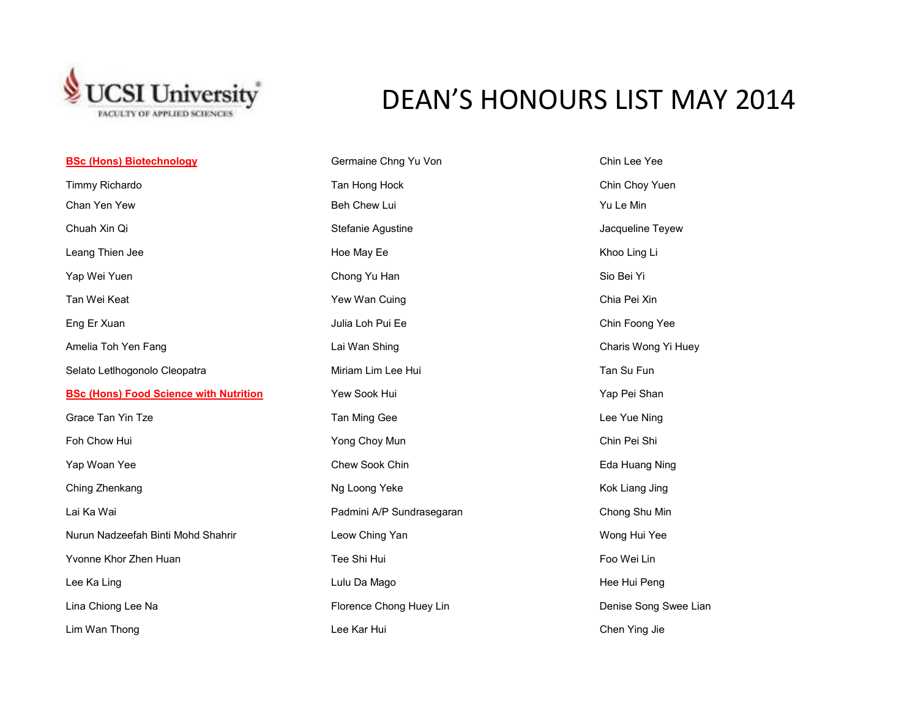UCSI University
FACULTY OF APPLIED SCIENCES

# DEAN'S HONOURS LIST MAY 2014

**BSc (Hons) Biotechnology**

Timmy Richardo

Chan Yen Yew

Chuah Xin Qi

Leang Thien Jee

Yap Wei Yuen

Tan Wei Keat

Eng Er Xuan

Amelia Toh Yen Fang

Selato Letlhogonolo Cleopatra

**BSc (Hons) Food Science with Nutrition**

Grace Tan Yin Tze

Foh Chow Hui

Yap Woan Yee

Ching Zhenkang

Lai Ka Wai

Nurun Nadzeefah Binti Mohd Shahrir

Yvonne Khor Zhen Huan

Lee Ka Ling

Lina Chiong Lee Na

Lim Wan Thong

Germaine Chng Yu Von

Tan Hong Hock

Beh Chew Lui

Stefanie Agustine

Hoe May Ee

Chong Yu Han

Yew Wan Cuing

Julia Loh Pui Ee

Lai Wan Shing

Miriam Lim Lee Hui

Yew Sook Hui

Tan Ming Gee

Yong Choy Mun

Chew Sook Chin

Ng Loong Yeke

Padmini A/P Sundrasegaran

Leow Ching Yan

Tee Shi Hui

Lulu Da Mago

Florence Chong Huey Lin

Lee Kar Hui

Chin Lee Yee

Chin Choy Yuen

Yu Le Min

Jacqueline Teyew

Khoo Ling Li

Sio Bei Yi

Chia Pei Xin

Chin Foong Yee

Charis Wong Yi Huey

Tan Su Fun

Yap Pei Shan

Lee Yue Ning

Chin Pei Shi

Eda Huang Ning

Kok Liang Jing

Chong Shu Min

Wong Hui Yee

Foo Wei Lin

Hee Hui Peng

Denise Song Swee Lian

Chen Ying Jie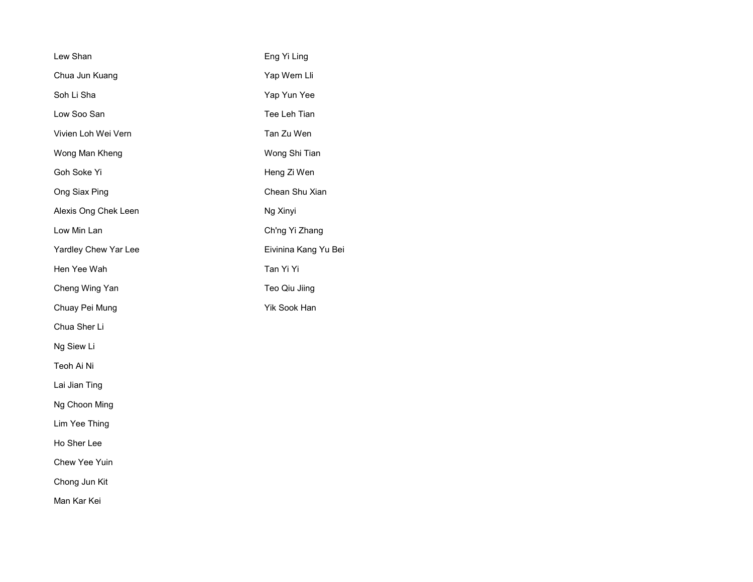Lew Shan

Chua Jun Kuang

Soh Li Sha

Low Soo San

Vivien Loh Wei Vern

Wong Man Kheng

Goh Soke Yi

Ong Siax Ping

Alexis Ong Chek Leen

Low Min Lan

Yardley Chew Yar Lee

Hen Yee Wah

Cheng Wing Yan

Chuay Pei Mung

Chua Sher Li

Ng Siew Li

Teoh Ai Ni

Lai Jian Ting

Ng Choon Ming

Lim Yee Thing

Ho Sher Lee

Chew Yee Yuin

Chong Jun Kit

Man Kar Kei

Eng Yi Ling

Yap Wern Lli

Yap Yun Yee

Tee Leh Tian

Tan Zu Wen

Wong Shi Tian

Heng Zi Wen

Chean Shu Xian

Ng Xinyi

Ch'ng Yi Zhang

Eivinina Kang Yu Bei

Tan Yi Yi

Teo Qiu Jiing

Yik Sook Han